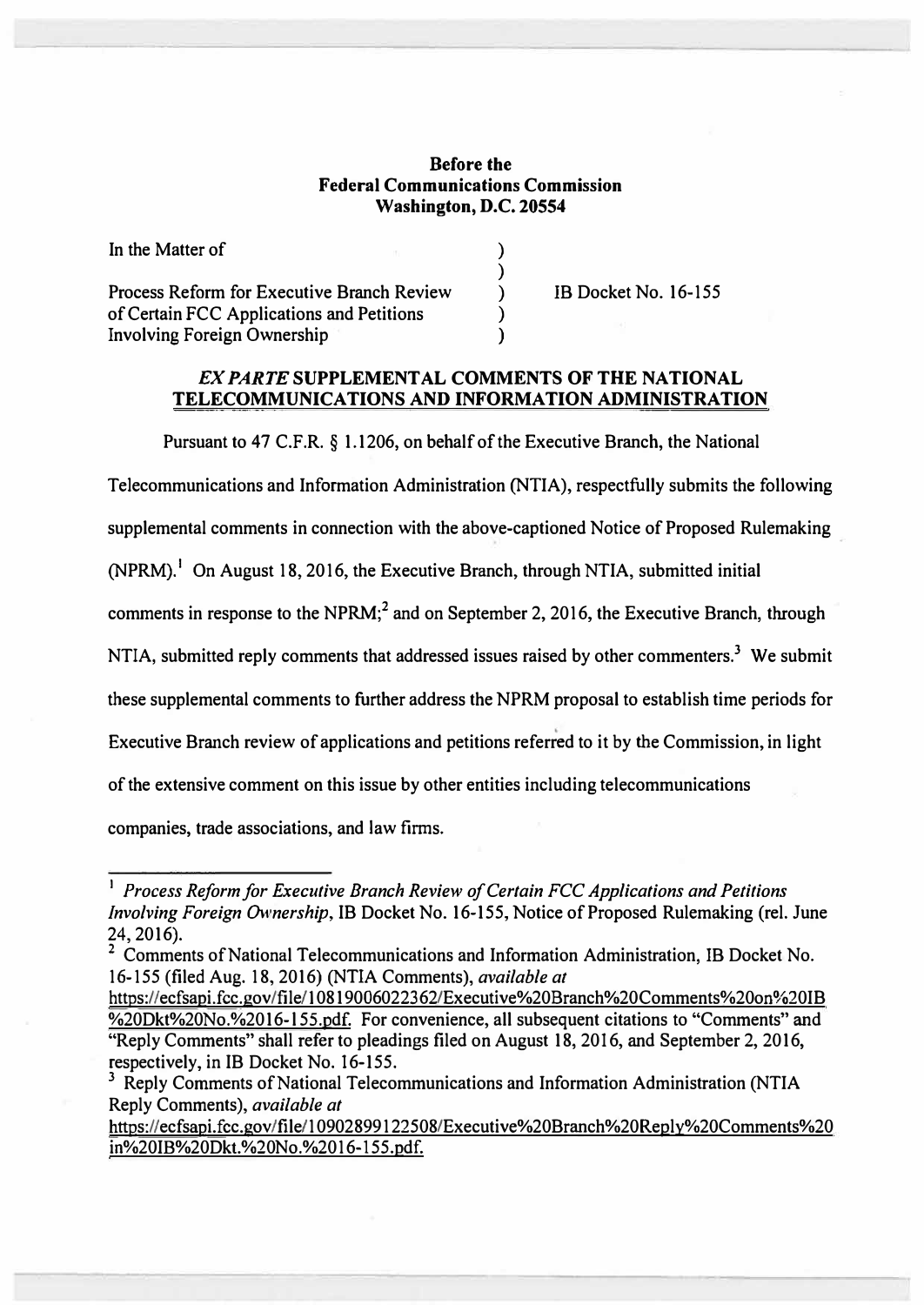**Before the**
**Federal Communications Commission**
**Washington, D.C. 20554**

| | | |
|---|---|---|
| In the Matter of | ) | |
| | ) | |
| Process Reform for Executive Branch Review of Certain FCC Applications and Petitions Involving Foreign Ownership | ) | IB Docket No. 16-155 |
| | ) | |
| | ) | |

## *EX PARTE* SUPPLEMENTAL COMMENTS OF THE NATIONAL TELECOMMUNICATIONS AND INFORMATION ADMINISTRATION

Pursuant to 47 C.F.R. § 1.1206, on behalf of the Executive Branch, the National Telecommunications and Information Administration (NTIA), respectfully submits the following supplemental comments in connection with the above-captioned Notice of Proposed Rulemaking (NPRM).[1] On August 18, 2016, the Executive Branch, through NTIA, submitted initial comments in response to the NPRM;[2] and on September 2, 2016, the Executive Branch, through NTIA, submitted reply comments that addressed issues raised by other commenters.[3] We submit these supplemental comments to further address the NPRM proposal to establish time periods for Executive Branch review of applications and petitions referred to it by the Commission, in light of the extensive comment on this issue by other entities including telecommunications companies, trade associations, and law firms.

---

[1] *Process Reform for Executive Branch Review of Certain FCC Applications and Petitions Involving Foreign Ownership*, IB Docket No. 16-155, Notice of Proposed Rulemaking (rel. June 24, 2016).

[2] Comments of National Telecommunications and Information Administration, IB Docket No. 16-155 (filed Aug. 18, 2016) (NTIA Comments), *available at* https://ecfsapi.fcc.gov/file/10819006022362/Executive%20Branch%20Comments%20on%20IB%20Dkt%20No.%2016-155.pdf. For convenience, all subsequent citations to "Comments" and "Reply Comments" shall refer to pleadings filed on August 18, 2016, and September 2, 2016, respectively, in IB Docket No. 16-155.

[3] Reply Comments of National Telecommunications and Information Administration (NTIA Reply Comments), *available at* https://ecfsapi.fcc.gov/file/10902899122508/Executive%20Branch%20Reply%20Comments%20in%20IB%20Dkt.%20No.%2016-155.pdf.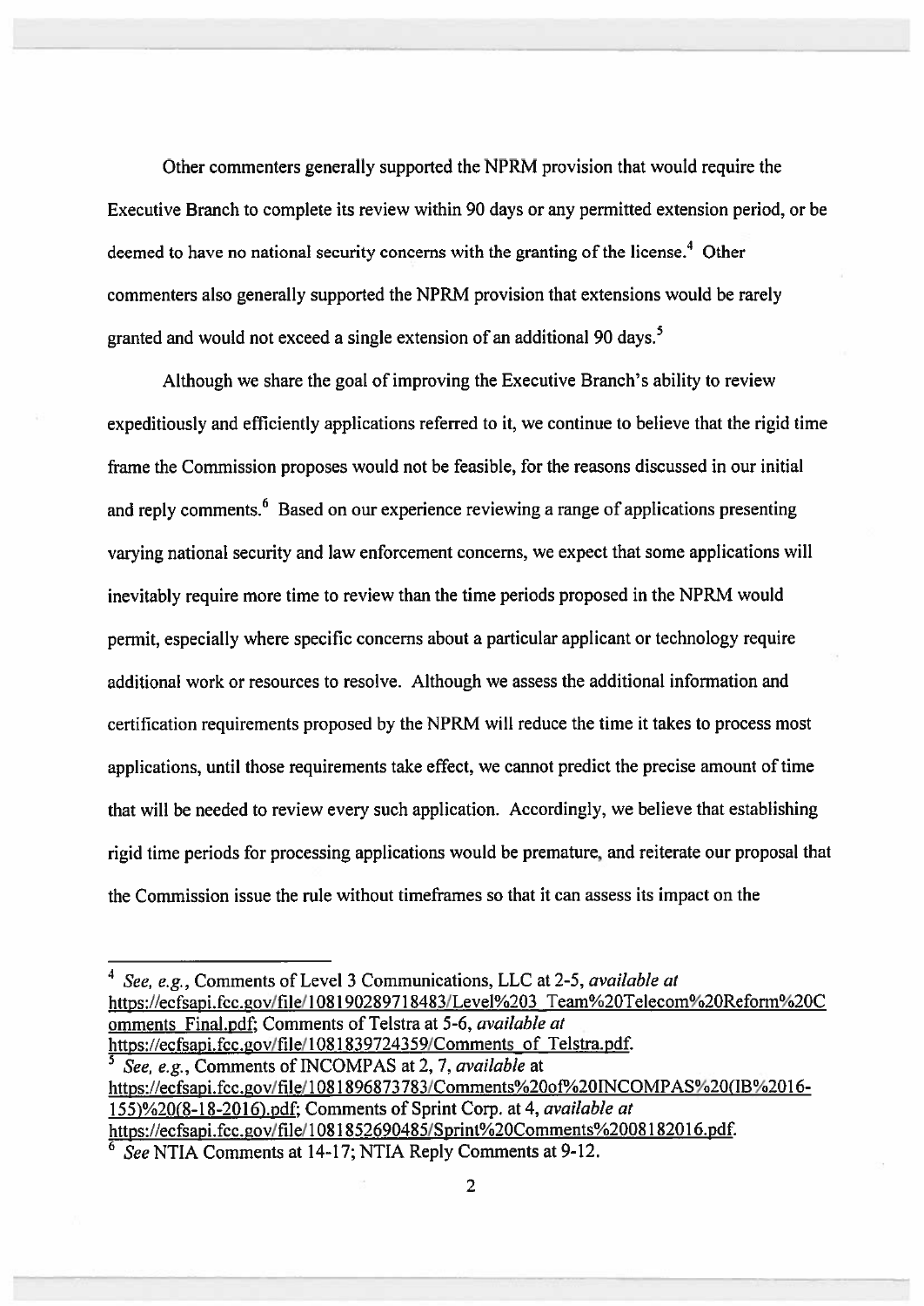Other commenters generally supported the NPRM provision that would require the Executive Branch to complete its review within 90 days or any permitted extension period, or be deemed to have no national security concerns with the granting of the license.[4] Other commenters also generally supported the NPRM provision that extensions would be rarely granted and would not exceed a single extension of an additional 90 days.[5]

Although we share the goal of improving the Executive Branch's ability to review expeditiously and efficiently applications referred to it, we continue to believe that the rigid time frame the Commission proposes would not be feasible, for the reasons discussed in our initial and reply comments.[6] Based on our experience reviewing a range of applications presenting varying national security and law enforcement concerns, we expect that some applications will inevitably require more time to review than the time periods proposed in the NPRM would permit, especially where specific concerns about a particular applicant or technology require additional work or resources to resolve. Although we assess the additional information and certification requirements proposed by the NPRM will reduce the time it takes to process most applications, until those requirements take effect, we cannot predict the precise amount of time that will be needed to review every such application. Accordingly, we believe that establishing rigid time periods for processing applications would be premature, and reiterate our proposal that the Commission issue the rule without timeframes so that it can assess its impact on the

---

[4] *See, e.g.*, Comments of Level 3 Communications, LLC at 2-5, *available at* https://ecfsapi.fcc.gov/file/108190289718483/Level%203_Team%20Telecom%20Reform%20Comments_Final.pdf; Comments of Telstra at 5-6, *available at* https://ecfsapi.fcc.gov/file/1081839724359/Comments_of_Telstra.pdf.

[5] *See, e.g.*, Comments of INCOMPAS at 2, 7, *available* at https://ecfsapi.fcc.gov/file/1081896873783/Comments%20of%20INCOMPAS%20(IB%2016-155)%20(8-18-2016).pdf; Comments of Sprint Corp. at 4, *available at* https://ecfsapi.fcc.gov/file/1081852690485/Sprint%20Comments%2008182016.pdf.

[6] *See* NTIA Comments at 14-17; NTIA Reply Comments at 9-12.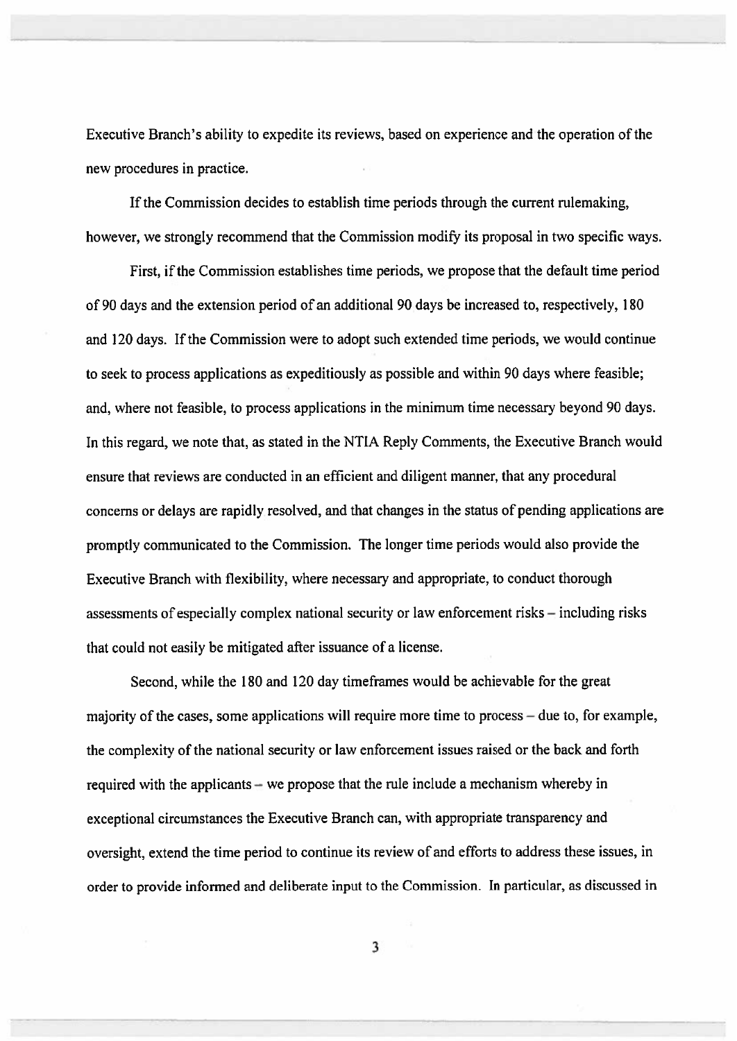Executive Branch's ability to expedite its reviews, based on experience and the operation of the new procedures in practice.

If the Commission decides to establish time periods through the current rulemaking, however, we strongly recommend that the Commission modify its proposal in two specific ways.

First, if the Commission establishes time periods, we propose that the default time period of 90 days and the extension period of an additional 90 days be increased to, respectively, 180 and 120 days. If the Commission were to adopt such extended time periods, we would continue to seek to process applications as expeditiously as possible and within 90 days where feasible; and, where not feasible, to process applications in the minimum time necessary beyond 90 days. In this regard, we note that, as stated in the NTIA Reply Comments, the Executive Branch would ensure that reviews are conducted in an efficient and diligent manner, that any procedural concerns or delays are rapidly resolved, and that changes in the status of pending applications are promptly communicated to the Commission. The longer time periods would also provide the Executive Branch with flexibility, where necessary and appropriate, to conduct thorough assessments of especially complex national security or law enforcement risks – including risks that could not easily be mitigated after issuance of a license.

Second, while the 180 and 120 day timeframes would be achievable for the great majority of the cases, some applications will require more time to process – due to, for example, the complexity of the national security or law enforcement issues raised or the back and forth required with the applicants – we propose that the rule include a mechanism whereby in exceptional circumstances the Executive Branch can, with appropriate transparency and oversight, extend the time period to continue its review of and efforts to address these issues, in order to provide informed and deliberate input to the Commission. In particular, as discussed in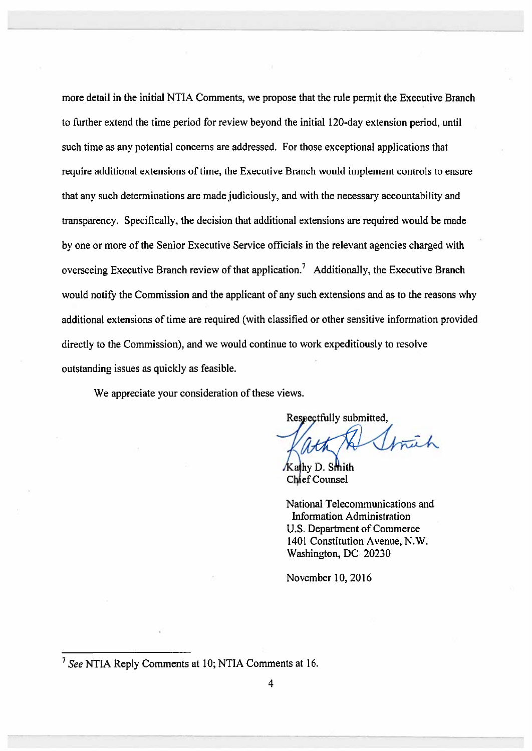more detail in the initial NTIA Comments, we propose that the rule permit the Executive Branch to further extend the time period for review beyond the initial 120-day extension period, until such time as any potential concerns are addressed. For those exceptional applications that require additional extensions of time, the Executive Branch would implement controls to ensure that any such determinations are made judiciously, and with the necessary accountability and transparency. Specifically, the decision that additional extensions are required would be made by one or more of the Senior Executive Service officials in the relevant agencies charged with overseeing Executive Branch review of that application.[7] Additionally, the Executive Branch would notify the Commission and the applicant of any such extensions and as to the reasons why additional extensions of time are required (with classified or other sensitive information provided directly to the Commission), and we would continue to work expeditiously to resolve outstanding issues as quickly as feasible.

We appreciate your consideration of these views.

Respectfully submitted,

Kathy D. Smith
Chief Counsel

National Telecommunications and
Information Administration
U.S. Department of Commerce
1401 Constitution Avenue, N.W.
Washington, DC 20230

November 10, 2016

---

[7] *See* NTIA Reply Comments at 10; NTIA Comments at 16.